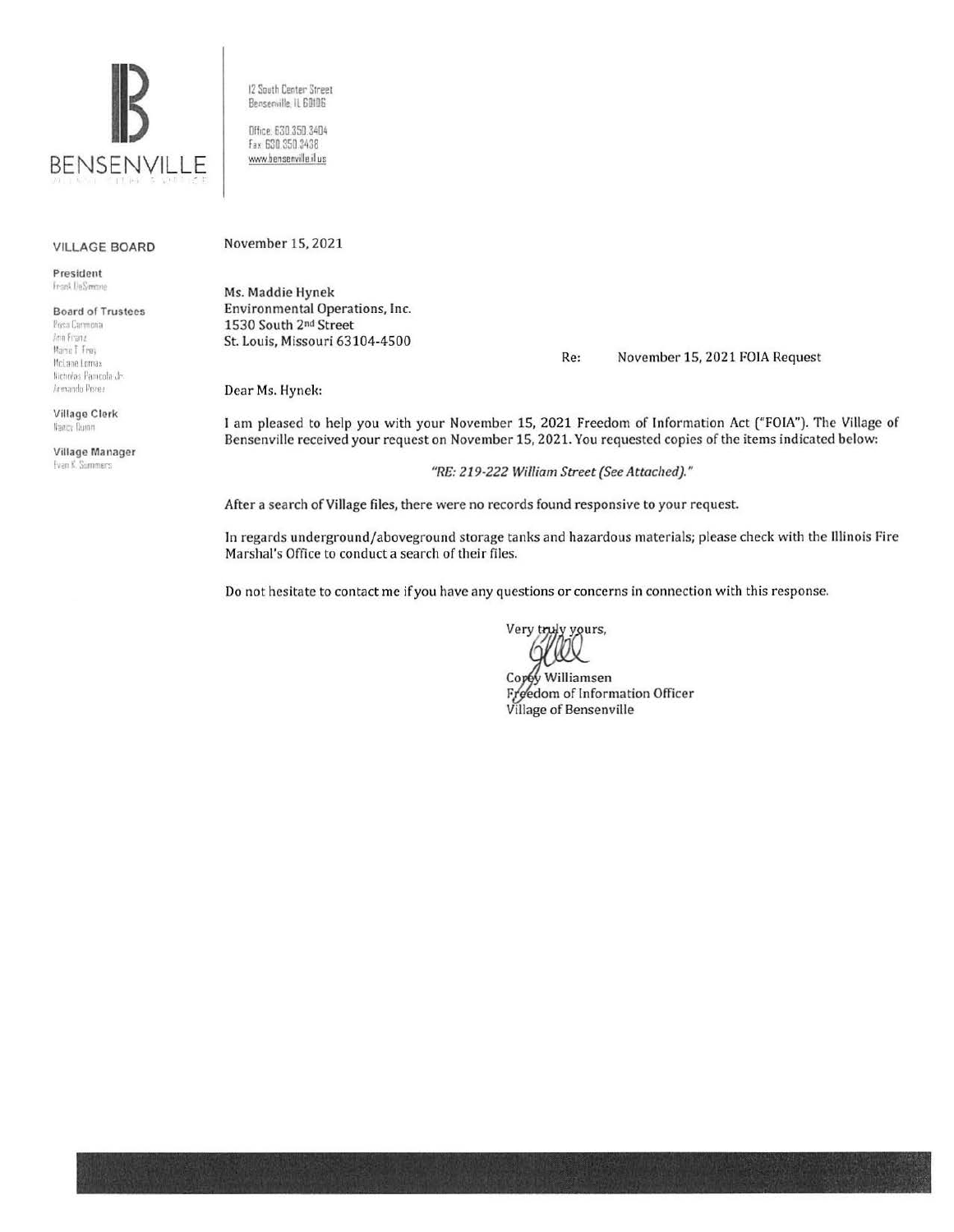BENSENVILLE

12 South Center Street
Bensenville, IL 60106

Office: 630.350.3404
Fax: 630.350.3438
www.bensenville.il.us

**VILLAGE BOARD**

**President**
Frank DeSimone

**Board of Trustees**
Rosa Carmona
Ann Franz
Marie T. Frey
McLane Lomax
Nicholas Panicola Jr.
Armando Perez

**Village Clerk**
Nancy Quinn

**Village Manager**
Evan K. Summers

November 15, 2021

Ms. Maddie Hynek
Environmental Operations, Inc.
1530 South 2nd Street
St. Louis, Missouri 63104-4500

Re: November 15, 2021 FOIA Request

Dear Ms. Hynek:

I am pleased to help you with your November 15, 2021 Freedom of Information Act ("FOIA"). The Village of Bensenville received your request on November 15, 2021. You requested copies of the items indicated below:

*"RE: 219-222 William Street (See Attached)."*

After a search of Village files, there were no records found responsive to your request.

In regards underground/aboveground storage tanks and hazardous materials; please check with the Illinois Fire Marshal's Office to conduct a search of their files.

Do not hesitate to contact me if you have any questions or concerns in connection with this response.

Very truly yours,

Corey Williamsen
Freedom of Information Officer
Village of Bensenville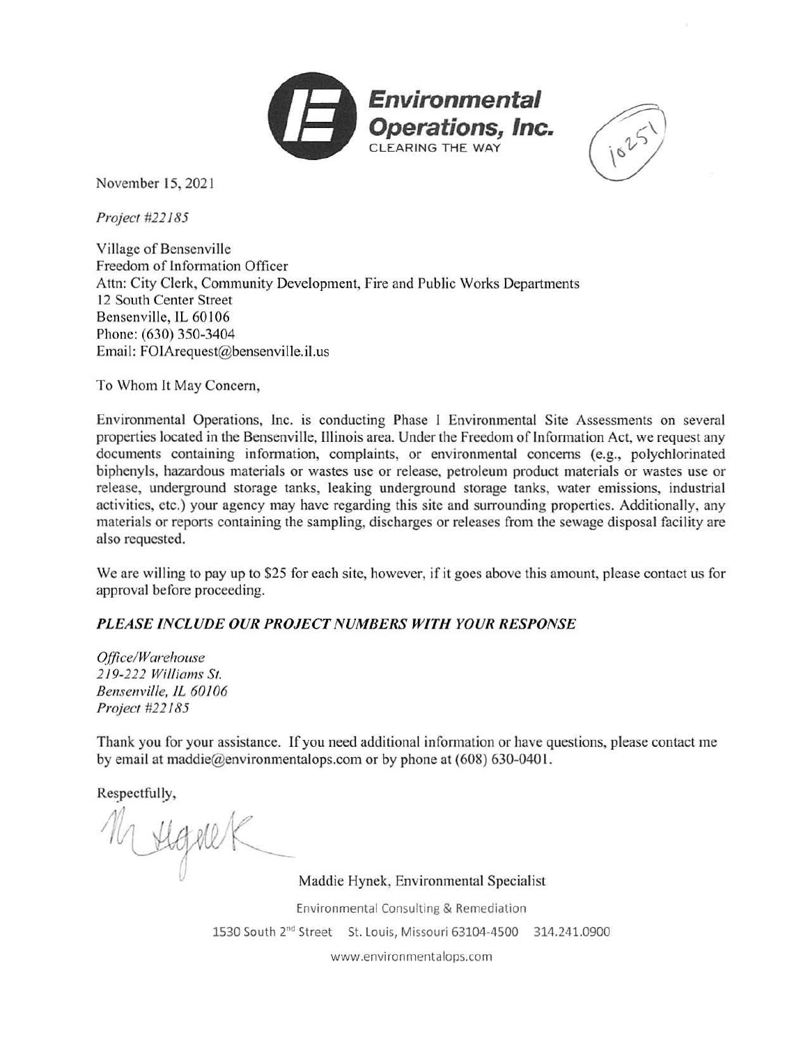**Environmental Operations, Inc.**
CLEARING THE WAY

10251

November 15, 2021

*Project #22185*

Village of Bensenville
Freedom of Information Officer
Attn: City Clerk, Community Development, Fire and Public Works Departments
12 South Center Street
Bensenville, IL 60106
Phone: (630) 350-3404
Email: FOIArequest@bensenville.il.us

To Whom It May Concern,

Environmental Operations, Inc. is conducting Phase I Environmental Site Assessments on several properties located in the Bensenville, Illinois area. Under the Freedom of Information Act, we request any documents containing information, complaints, or environmental concerns (e.g., polychlorinated biphenyls, hazardous materials or wastes use or release, petroleum product materials or wastes use or release, underground storage tanks, leaking underground storage tanks, water emissions, industrial activities, etc.) your agency may have regarding this site and surrounding properties. Additionally, any materials or reports containing the sampling, discharges or releases from the sewage disposal facility are also requested.

We are willing to pay up to $25 for each site, however, if it goes above this amount, please contact us for approval before proceeding.

***PLEASE INCLUDE OUR PROJECT NUMBERS WITH YOUR RESPONSE***

*Office/Warehouse*
*219-222 Williams St.*
*Bensenville, IL 60106*
*Project #22185*

Thank you for your assistance. If you need additional information or have questions, please contact me by email at maddie@environmentalops.com or by phone at (608) 630-0401.

Respectfully,

Maddie Hynek, Environmental Specialist

Environmental Consulting & Remediation
1530 South 2nd Street St. Louis, Missouri 63104-4500 314.241.0900
www.environmentalops.com